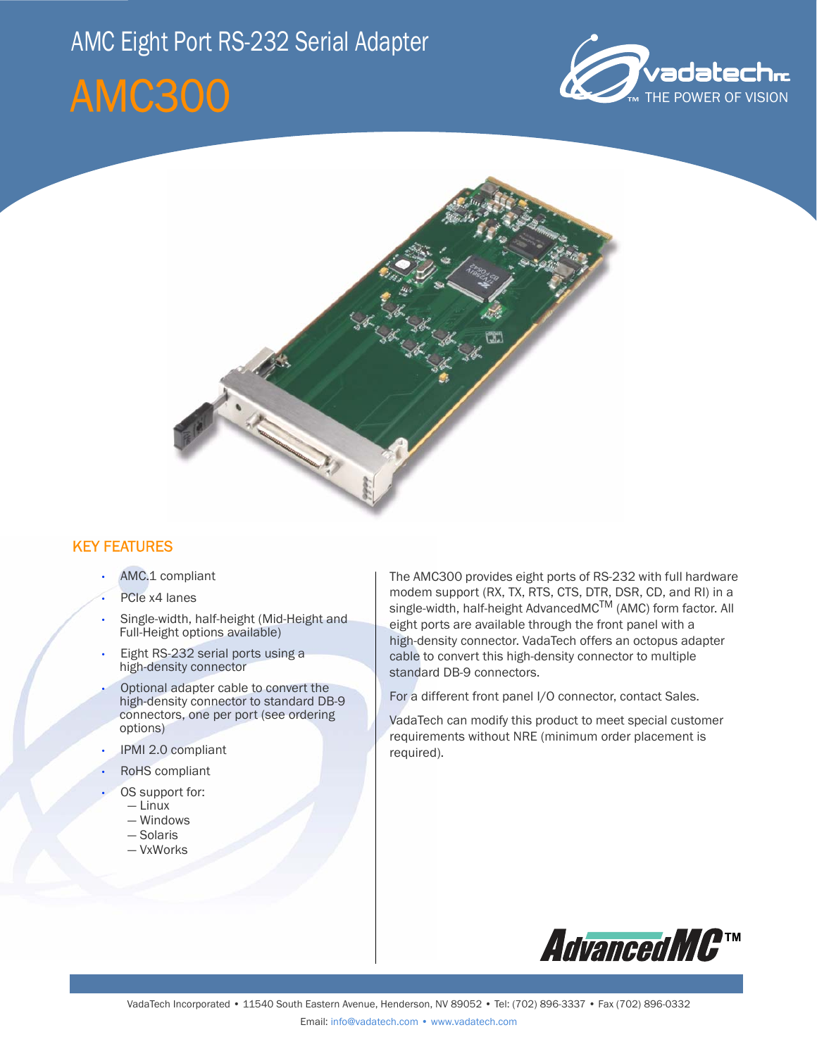# AMC Eight Port RS-232 Serial Adapter

# AMC300

## KEY FEATURES

- AMC.1 compliant
- PCIe x4 lanes
- Single-width, half-height (Mid-Height and Full-Height options available)
- Eight RS-232 serial ports using a high-density connector
- Optional adapter cable to convert the high-density connector to standard DB-9 connectors, one per port (see ordering options)
- IPMI 2.0 compliant
- RoHS compliant
- OS support for:
  - — Linux
  - — Windows
  - — Solaris
  - — VxWorks

The AMC300 provides eight ports of RS-232 with full hardware modem support (RX, TX, RTS, CTS, DTR, DSR, CD, and RI) in a single-width, half-height AdvancedMC™ (AMC) form factor. All eight ports are available through the front panel with a high-density connector. VadaTech offers an octopus adapter cable to convert this high-density connector to multiple standard DB-9 connectors.

For a different front panel I/O connector, contact Sales.

VadaTech can modify this product to meet special customer requirements without NRE (minimum order placement is required).

VadaTech Incorporated • 11540 South Eastern Avenue, Henderson, NV 89052 • Tel: (702) 896-3337 • Fax (702) 896-0332
Email: info@vadatech.com • www.vadatech.com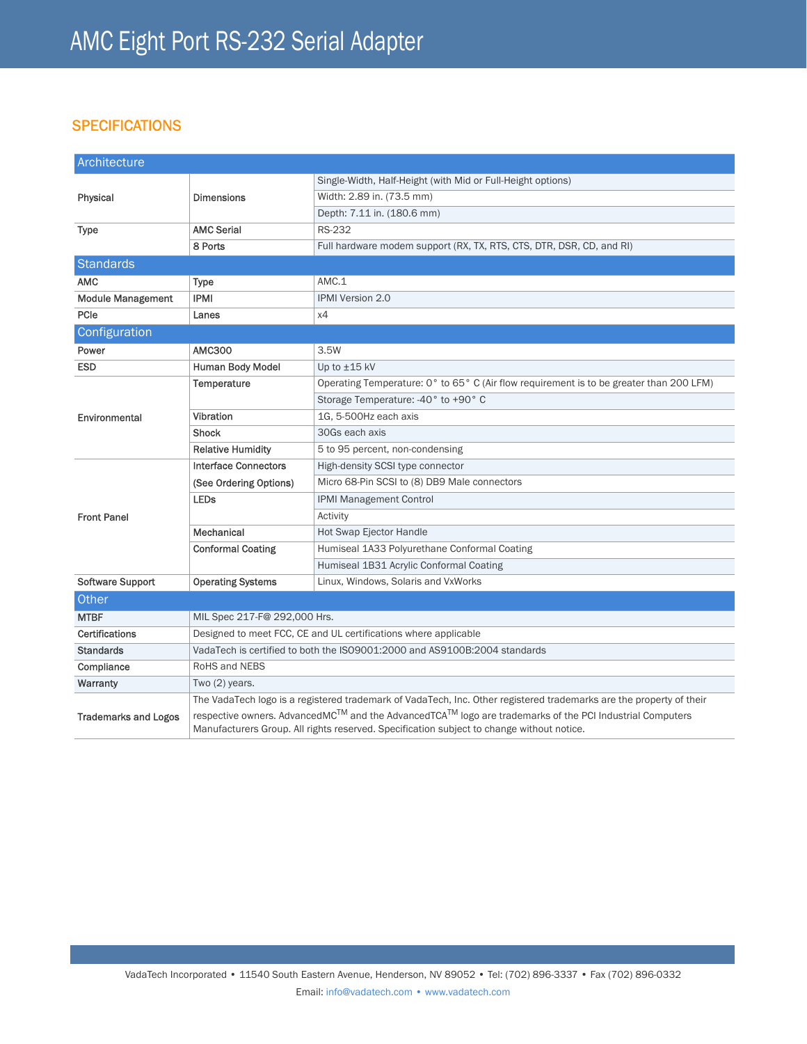# AMC Eight Port RS-232 Serial Adapter

## SPECIFICATIONS

| Architecture | | |
|---|---|---|
| Physical | Dimensions | Single-Width, Half-Height (with Mid or Full-Height options) |
| | | Width: 2.89 in. (73.5 mm) |
| | | Depth: 7.11 in. (180.6 mm) |
| Type | AMC Serial | RS-232 |
| | 8 Ports | Full hardware modem support (RX, TX, RTS, CTS, DTR, DSR, CD, and RI) |
| **Standards** | | |
| AMC | Type | AMC.1 |
| Module Management | IPMI | IPMI Version 2.0 |
| PCIe | Lanes | x4 |
| **Configuration** | | |
| Power | AMC300 | 3.5W |
| ESD | Human Body Model | Up to ±15 kV |
| Environmental | Temperature | Operating Temperature: 0° to 65° C (Air flow requirement is to be greater than 200 LFM) |
| | | Storage Temperature: -40° to +90° C |
| | Vibration | 1G, 5-500Hz each axis |
| | Shock | 30Gs each axis |
| | Relative Humidity | 5 to 95 percent, non-condensing |
| Front Panel | Interface Connectors (See Ordering Options) | High-density SCSI type connector |
| | | Micro 68-Pin SCSI to (8) DB9 Male connectors |
| | LEDs | IPMI Management Control |
| | | Activity |
| | Mechanical | Hot Swap Ejector Handle |
| | Conformal Coating | Humiseal 1A33 Polyurethane Conformal Coating |
| | | Humiseal 1B31 Acrylic Conformal Coating |
| Software Support | Operating Systems | Linux, Windows, Solaris and VxWorks |

| Other | |
|---|---|
| MTBF | MIL Spec 217-F@ 292,000 Hrs. |
| Certifications | Designed to meet FCC, CE and UL certifications where applicable |
| Standards | VadaTech is certified to both the ISO9001:2000 and AS9100B:2004 standards |
| Compliance | RoHS and NEBS |
| Warranty | Two (2) years. |
| Trademarks and Logos | The VadaTech logo is a registered trademark of VadaTech, Inc. Other registered trademarks are the property of their respective owners. AdvancedMC™ and the AdvancedTCA™ logo are trademarks of the PCI Industrial Computers Manufacturers Group. All rights reserved. Specification subject to change without notice. |

VadaTech Incorporated • 11540 South Eastern Avenue, Henderson, NV 89052 • Tel: (702) 896-3337 • Fax (702) 896-0332
Email: info@vadatech.com • www.vadatech.com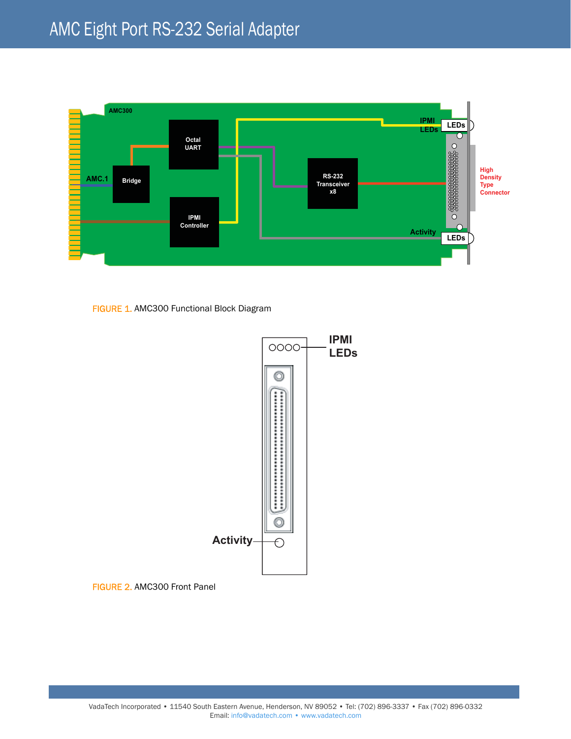FIGURE 1. AMC300 Functional Block Diagram

FIGURE 2. AMC300 Front Panel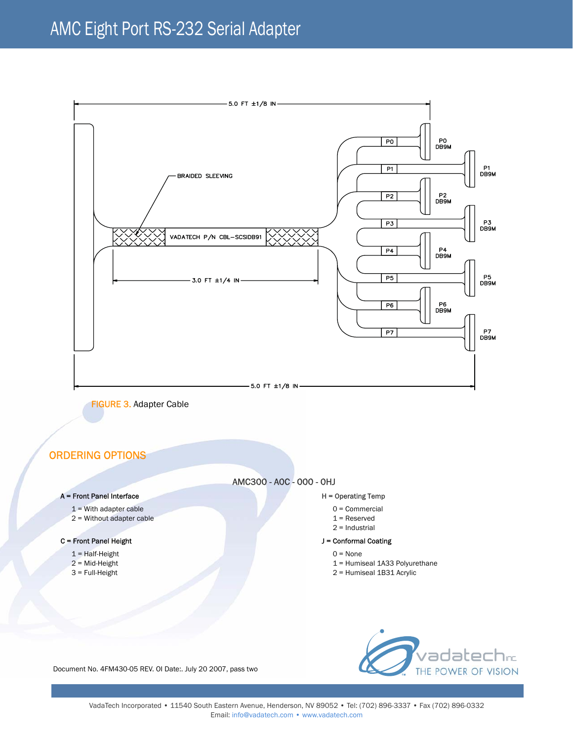# AMC Eight Port RS-232 Serial Adapter

5.0 FT ±1/8 IN

BRAIDED SLEEVING

VADATECH P/N CBL-SCSIDB91

3.0 FT ±1/4 IN

P0 P0 DB9M

P1 P1 DB9M

P2 P2 DB9M

P3 P3 DB9M

P4 P4 DB9M

P5 P5 DB9M

P6 P6 DB9M

P7 P7 DB9M

5.0 FT ±1/8 IN

FIGURE 3. Adapter Cable

## ORDERING OPTIONS

AMC300 - A0C - 000 - 0HJ

**A = Front Panel Interface**

- 1 = With adapter cable
- 2 = Without adapter cable

**C = Front Panel Height**

- 1 = Half-Height
- 2 = Mid-Height
- 3 = Full-Height

**H = Operating Temp**

- 0 = Commercial
- 1 = Reserved
- 2 = Industrial

**J = Conformal Coating**

- 0 = None
- 1 = Humiseal 1A33 Polyurethane
- 2 = Humiseal 1B31 Acrylic

Document No. 4FM430-05 REV. 01 Date:. July 20 2007, pass two

vadatech inc THE POWER OF VISION

VadaTech Incorporated • 11540 South Eastern Avenue, Henderson, NV 89052 • Tel: (702) 896-3337 • Fax (702) 896-0332
Email: info@vadatech.com • www.vadatech.com